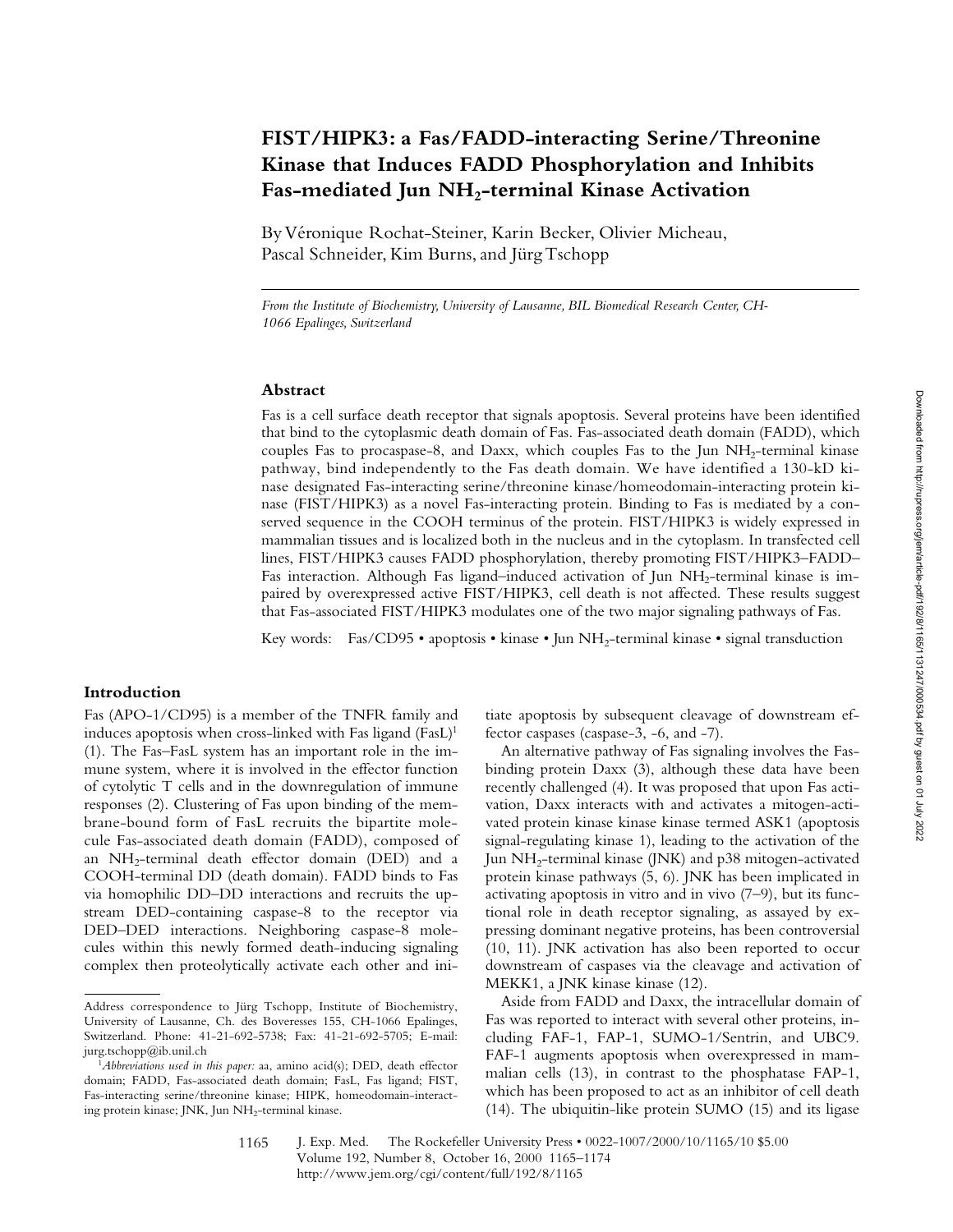# FIST/HIPK3: a Fas/FADD-interacting Serine/Threonine Kinase that Induces FADD Phosphorylation and Inhibits Fas-mediated Jun $NH_2$-terminal Kinase Activation

By Véronique Rochat-Steiner, Karin Becker, Olivier Micheau, Pascal Schneider, Kim Burns, and Jürg Tschopp

*From the Institute of Biochemistry, University of Lausanne, BIL Biomedical Research Center, CH-1066 Epalinges, Switzerland*

## Abstract

Fas is a cell surface death receptor that signals apoptosis. Several proteins have been identified that bind to the cytoplasmic death domain of Fas. Fas-associated death domain (FADD), which couples Fas to procaspase-8, and Daxx, which couples Fas to the Jun $NH_2$-terminal kinase pathway, bind independently to the Fas death domain. We have identified a 130-kD kinase designated Fas-interacting serine/threonine kinase/homeodomain-interacting protein kinase (FIST/HIPK3) as a novel Fas-interacting protein. Binding to Fas is mediated by a conserved sequence in the COOH terminus of the protein. FIST/HIPK3 is widely expressed in mammalian tissues and is localized both in the nucleus and in the cytoplasm. In transfected cell lines, FIST/HIPK3 causes FADD phosphorylation, thereby promoting FIST/HIPK3–FADD–Fas interaction. Although Fas ligand–induced activation of Jun $NH_2$-terminal kinase is impaired by overexpressed active FIST/HIPK3, cell death is not affected. These results suggest that Fas-associated FIST/HIPK3 modulates one of the two major signaling pathways of Fas.

Key words: Fas/CD95 • apoptosis • kinase • Jun $NH_2$-terminal kinase • signal transduction

## Introduction

Fas (APO-1/CD95) is a member of the TNFR family and induces apoptosis when cross-linked with Fas ligand (FasL)[1] (1). The Fas–FasL system has an important role in the immune system, where it is involved in the effector function of cytolytic T cells and in the downregulation of immune responses (2). Clustering of Fas upon binding of the membrane-bound form of FasL recruits the bipartite molecule Fas-associated death domain (FADD), composed of an $NH_2$-terminal death effector domain (DED) and a COOH-terminal DD (death domain). FADD binds to Fas via homophilic DD–DD interactions and recruits the upstream DED-containing caspase-8 to the receptor via DED–DED interactions. Neighboring caspase-8 molecules within this newly formed death-inducing signaling complex then proteolytically activate each other and initiate apoptosis by subsequent cleavage of downstream effector caspases (caspase-3, -6, and -7).

An alternative pathway of Fas signaling involves the Fas-binding protein Daxx (3), although these data have been recently challenged (4). It was proposed that upon Fas activation, Daxx interacts with and activates a mitogen-activated protein kinase kinase kinase termed ASK1 (apoptosis signal-regulating kinase 1), leading to the activation of the Jun $NH_2$-terminal kinase (JNK) and p38 mitogen-activated protein kinase pathways (5, 6). JNK has been implicated in activating apoptosis in vitro and in vivo (7–9), but its functional role in death receptor signaling, as assayed by expressing dominant negative proteins, has been controversial (10, 11). JNK activation has also been reported to occur downstream of caspases via the cleavage and activation of MEKK1, a JNK kinase kinase (12).

Aside from FADD and Daxx, the intracellular domain of Fas was reported to interact with several other proteins, including FAF-1, FAP-1, SUMO-1/Sentrin, and UBC9. FAF-1 augments apoptosis when overexpressed in mammalian cells (13), in contrast to the phosphatase FAP-1, which has been proposed to act as an inhibitor of cell death (14). The ubiquitin-like protein SUMO (15) and its ligase

---

Address correspondence to Jürg Tschopp, Institute of Biochemistry, University of Lausanne, Ch. des Boveresses 155, CH-1066 Epalinges, Switzerland. Phone: 41-21-692-5738; Fax: 41-21-692-5705; E-mail: jurg.tschopp@ib.unil.ch

[1] *Abbreviations used in this paper:* aa, amino acid(s); DED, death effector domain; FADD, Fas-associated death domain; FasL, Fas ligand; FIST, Fas-interacting serine/threonine kinase; HIPK, homeodomain-interacting protein kinase; JNK, Jun $NH_2$-terminal kinase.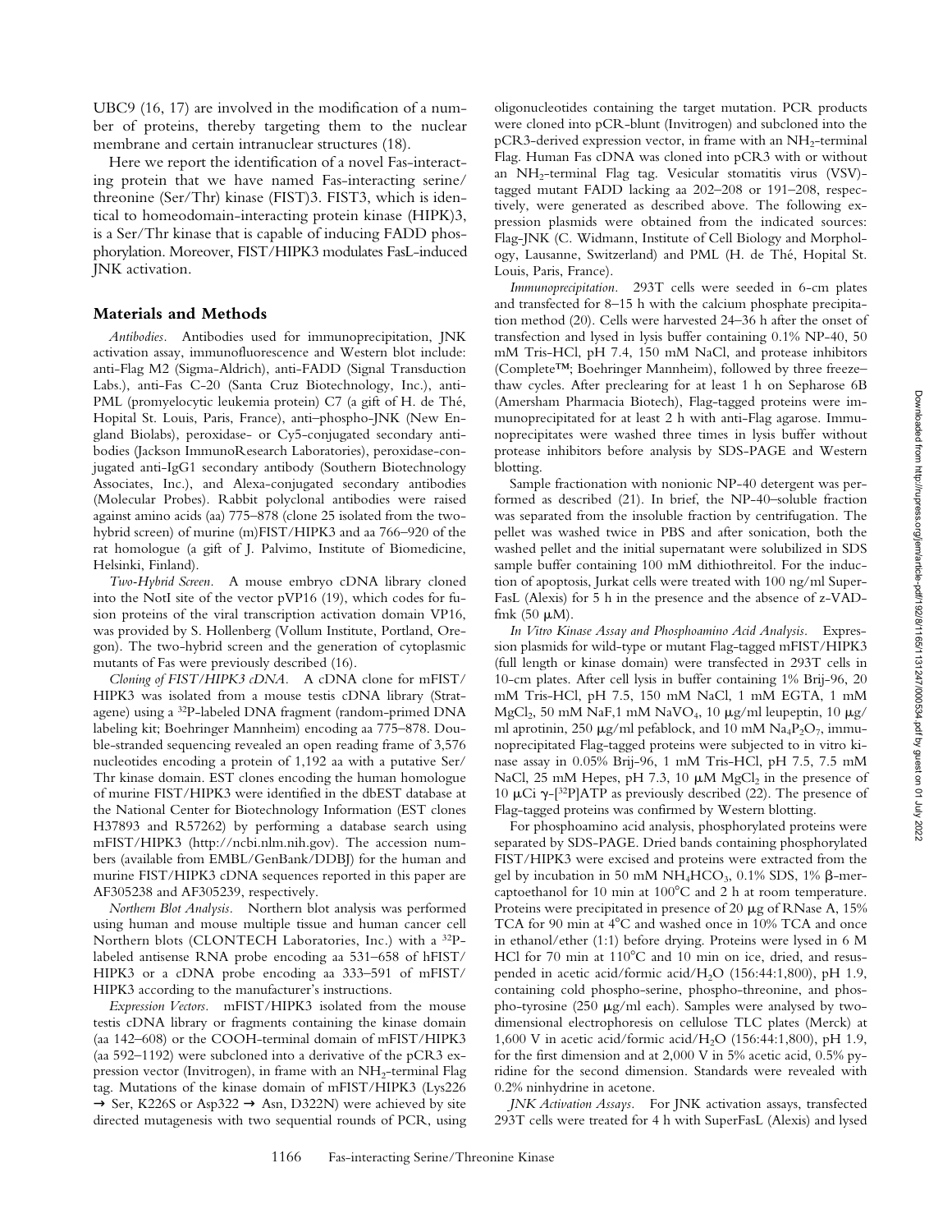UBC9 (16, 17) are involved in the modification of a number of proteins, thereby targeting them to the nuclear membrane and certain intranuclear structures (18).

Here we report the identification of a novel Fas-interacting protein that we have named Fas-interacting serine/threonine (Ser/Thr) kinase (FIST)3. FIST3, which is identical to homeodomain-interacting protein kinase (HIPK)3, is a Ser/Thr kinase that is capable of inducing FADD phosphorylation. Moreover, FIST/HIPK3 modulates FasL-induced JNK activation.

## Materials and Methods

*Antibodies.* Antibodies used for immunoprecipitation, JNK activation assay, immunofluorescence and Western blot include: anti-Flag M2 (Sigma-Aldrich), anti-FADD (Signal Transduction Labs.), anti-Fas C-20 (Santa Cruz Biotechnology, Inc.), anti-PML (promyelocytic leukemia protein) C7 (a gift of H. de Thé, Hopital St. Louis, Paris, France), anti–phospho-JNK (New England Biolabs), peroxidase- or Cy5-conjugated secondary antibodies (Jackson ImmunoResearch Laboratories), peroxidase-conjugated anti-IgG1 secondary antibody (Southern Biotechnology Associates, Inc.), and Alexa-conjugated secondary antibodies (Molecular Probes). Rabbit polyclonal antibodies were raised against amino acids (aa) 775–878 (clone 25 isolated from the two-hybrid screen) of murine (m)FIST/HIPK3 and aa 766–920 of the rat homologue (a gift of J. Palvimo, Institute of Biomedicine, Helsinki, Finland).

*Two-Hybrid Screen.* A mouse embryo cDNA library cloned into the NotI site of the vector pVP16 (19), which codes for fusion proteins of the viral transcription activation domain VP16, was provided by S. Hollenberg (Vollum Institute, Portland, Oregon). The two-hybrid screen and the generation of cytoplasmic mutants of Fas were previously described (16).

*Cloning of FIST/HIPK3 cDNA.* A cDNA clone for mFIST/HIPK3 was isolated from a mouse testis cDNA library (Stratagene) using a $^{32}$P-labeled DNA fragment (random-primed DNA labeling kit; Boehringer Mannheim) encoding aa 775–878. Double-stranded sequencing revealed an open reading frame of 3,576 nucleotides encoding a protein of 1,192 aa with a putative Ser/Thr kinase domain. EST clones encoding the human homologue of murine FIST/HIPK3 were identified in the dbEST database at the National Center for Biotechnology Information (EST clones H37893 and R57262) by performing a database search using mFIST/HIPK3 (http://ncbi.nlm.nih.gov). The accession numbers (available from EMBL/GenBank/DDBJ) for the human and murine FIST/HIPK3 cDNA sequences reported in this paper are AF305238 and AF305239, respectively.

*Northern Blot Analysis.* Northern blot analysis was performed using human and mouse multiple tissue and human cancer cell Northern blots (CLONTECH Laboratories, Inc.) with a $^{32}$P-labeled antisense RNA probe encoding aa 531–658 of hFIST/HIPK3 or a cDNA probe encoding aa 333–591 of mFIST/HIPK3 according to the manufacturer's instructions.

*Expression Vectors.* mFIST/HIPK3 isolated from the mouse testis cDNA library or fragments containing the kinase domain (aa 142–608) or the COOH-terminal domain of mFIST/HIPK3 (aa 592–1192) were subcloned into a derivative of the pCR3 expression vector (Invitrogen), in frame with an $NH_2$-terminal Flag tag. Mutations of the kinase domain of mFIST/HIPK3 (Lys226 → Ser, K226S or Asp322 → Asn, D322N) were achieved by site directed mutagenesis with two sequential rounds of PCR, using oligonucleotides containing the target mutation. PCR products were cloned into pCR-blunt (Invitrogen) and subcloned into the pCR3-derived expression vector, in frame with an $NH_2$-terminal Flag. Human Fas cDNA was cloned into pCR3 with or without an $NH_2$-terminal Flag tag. Vesicular stomatitis virus (VSV)-tagged mutant FADD lacking aa 202–208 or 191–208, respectively, were generated as described above. The following expression plasmids were obtained from the indicated sources: Flag-JNK (C. Widmann, Institute of Cell Biology and Morphology, Lausanne, Switzerland) and PML (H. de Thé, Hopital St. Louis, Paris, France).

*Immunoprecipitation.* 293T cells were seeded in 6-cm plates and transfected for 8–15 h with the calcium phosphate precipitation method (20). Cells were harvested 24–36 h after the onset of transfection and lysed in lysis buffer containing 0.1% NP-40, 50 mM Tris-HCl, pH 7.4, 150 mM NaCl, and protease inhibitors (Complete™; Boehringer Mannheim), followed by three freeze–thaw cycles. After preclearing for at least 1 h on Sepharose 6B (Amersham Pharmacia Biotech), Flag-tagged proteins were immunoprecipitated for at least 2 h with anti-Flag agarose. Immunoprecipitates were washed three times in lysis buffer without protease inhibitors before analysis by SDS-PAGE and Western blotting.

Sample fractionation with nonionic NP-40 detergent was performed as described (21). In brief, the NP-40–soluble fraction was separated from the insoluble fraction by centrifugation. The pellet was washed twice in PBS and after sonication, both the washed pellet and the initial supernatant were solubilized in SDS sample buffer containing 100 mM dithiothreitol. For the induction of apoptosis, Jurkat cells were treated with 100 ng/ml SuperFasL (Alexis) for 5 h in the presence and the absence of z-VAD-fmk (50 μM).

*In Vitro Kinase Assay and Phosphoamino Acid Analysis.* Expression plasmids for wild-type or mutant Flag-tagged mFIST/HIPK3 (full length or kinase domain) were transfected in 293T cells in 10-cm plates. After cell lysis in buffer containing 1% Brij-96, 20 mM Tris-HCl, pH 7.5, 150 mM NaCl, 1 mM EGTA, 1 mM $MgCl_2$, 50 mM NaF,1 mM $NaVO_4$, 10 μg/ml leupeptin, 10 μg/ml aprotinin, 250 μg/ml pefablock, and 10 mM $Na_4P_2O_7$, immunoprecipitated Flag-tagged proteins were subjected to in vitro kinase assay in 0.05% Brij-96, 1 mM Tris-HCl, pH 7.5, 7.5 mM NaCl, 25 mM Hepes, pH 7.3, 10 μM $MgCl_2$ in the presence of 10 μCi γ-[$^{32}$P]ATP as previously described (22). The presence of Flag-tagged proteins was confirmed by Western blotting.

For phosphoamino acid analysis, phosphorylated proteins were separated by SDS-PAGE. Dried bands containing phosphorylated FIST/HIPK3 were excised and proteins were extracted from the gel by incubation in 50 mM $NH_4HCO_3$, 0.1% SDS, 1% β-mercaptoethanol for 10 min at 100°C and 2 h at room temperature. Proteins were precipitated in presence of 20 μg of RNase A, 15% TCA for 90 min at 4°C and washed once in 10% TCA and once in ethanol/ether (1:1) before drying. Proteins were lysed in 6 M HCl for 70 min at 110°C and 10 min on ice, dried, and resuspended in acetic acid/formic acid/$H_2O$ (156:44:1,800), pH 1.9, containing cold phospho-serine, phospho-threonine, and phospho-tyrosine (250 μg/ml each). Samples were analysed by two-dimensional electrophoresis on cellulose TLC plates (Merck) at 1,600 V in acetic acid/formic acid/$H_2O$ (156:44:1,800), pH 1.9, for the first dimension and at 2,000 V in 5% acetic acid, 0.5% pyridine for the second dimension. Standards were revealed with 0.2% ninhydrine in acetone.

*JNK Activation Assays.* For JNK activation assays, transfected 293T cells were treated for 4 h with SuperFasL (Alexis) and lysed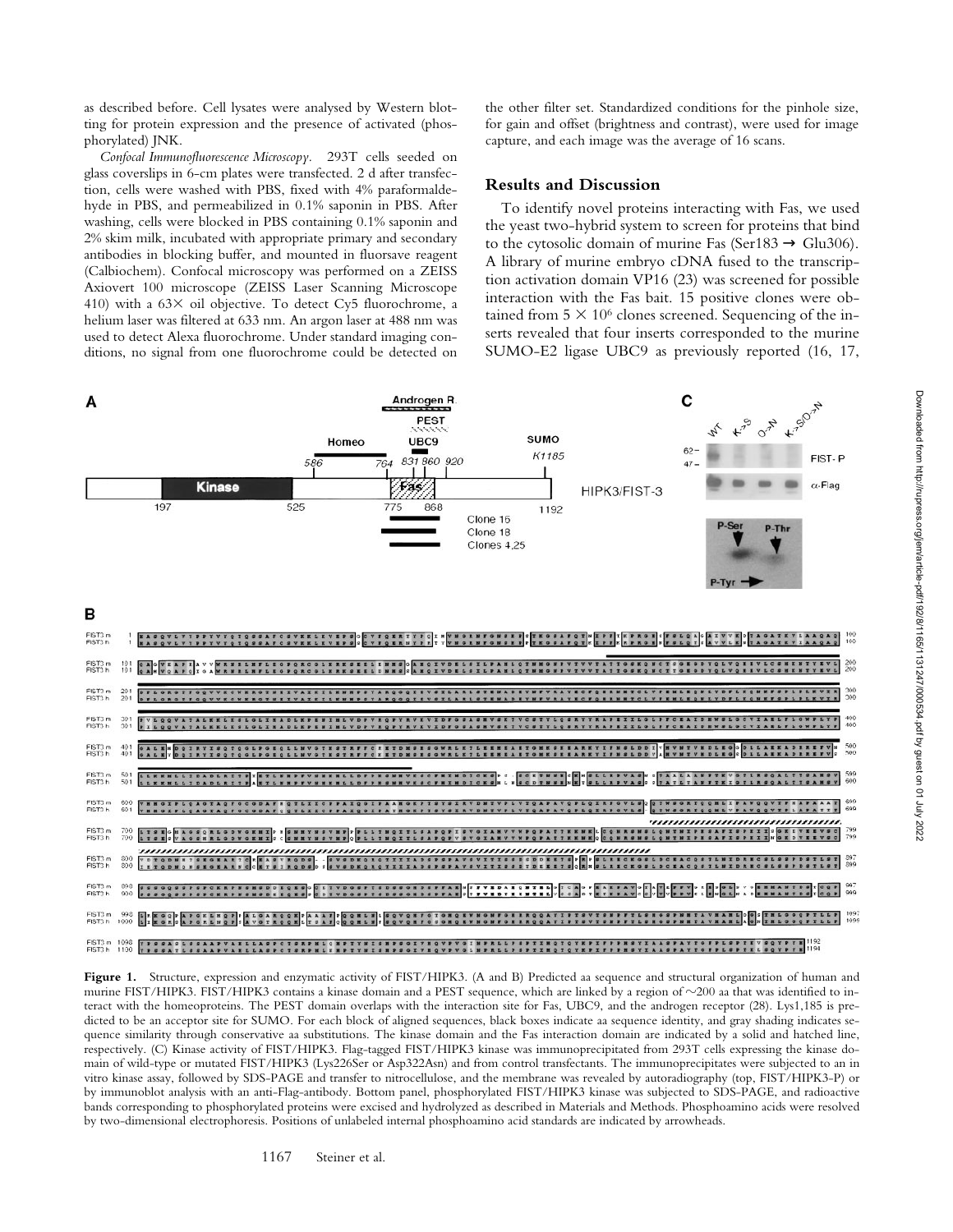as described before. Cell lysates were analysed by Western blotting for protein expression and the presence of activated (phosphorylated) JNK.

*Confocal Immunofluorescence Microscopy.* 293T cells seeded on glass coverslips in 6-cm plates were transfected. 2 d after transfection, cells were washed with PBS, fixed with 4% paraformaldehyde in PBS, and permeabilized in 0.1% saponin in PBS. After washing, cells were blocked in PBS containing 0.1% saponin and 2% skim milk, incubated with appropriate primary and secondary antibodies in blocking buffer, and mounted in fluorsave reagent (Calbiochem). Confocal microscopy was performed on a ZEISS Axiovert 100 microscope (ZEISS Laser Scanning Microscope 410) with a 63× oil objective. To detect Cy5 fluorochrome, a helium laser was filtered at 633 nm. An argon laser at 488 nm was used to detect Alexa fluorochrome. Under standard imaging conditions, no signal from one fluorochrome could be detected on the other filter set. Standardized conditions for the pinhole size, for gain and offset (brightness and contrast), were used for image capture, and each image was the average of 16 scans.

## Results and Discussion

To identify novel proteins interacting with Fas, we used the yeast two-hybrid system to screen for proteins that bind to the cytosolic domain of murine Fas (Ser183 → Glu306). A library of murine embryo cDNA fused to the transcription activation domain VP16 (23) was screened for possible interaction with the Fas bait. 15 positive clones were obtained from $5 \times 10^6$ clones screened. Sequencing of the inserts revealed that four inserts corresponded to the murine SUMO-E2 ligase UBC9 as previously reported (16, 17,

**Figure 1.** Structure, expression and enzymatic activity of FIST/HIPK3. (A and B) Predicted aa sequence and structural organization of human and murine FIST/HIPK3. FIST/HIPK3 contains a kinase domain and a PEST sequence, which are linked by a region of ~200 aa that was identified to interact with the homeoproteins. The PEST domain overlaps with the interaction site for Fas, UBC9, and the androgen receptor (28). Lys1,185 is predicted to be an acceptor site for SUMO. For each block of aligned sequences, black boxes indicate aa sequence identity, and gray shading indicates sequence similarity through conservative aa substitutions. The kinase domain and the Fas interaction domain are indicated by a solid and hatched line, respectively. (C) Kinase activity of FIST/HIPK3. Flag-tagged FIST/HIPK3 kinase was immunoprecipitated from 293T cells expressing the kinase domain of wild-type or mutated FIST/HIPK3 (Lys226Ser or Asp322Asn) and from control transfectants. The immunoprecipitates were subjected to an in vitro kinase assay, followed by SDS-PAGE and transfer to nitrocellulose, and the membrane was revealed by autoradiography (top, FIST/HIPK3-P) or by immunoblot analysis with an anti-Flag-antibody. Bottom panel, phosphorylated FIST/HIPK3 kinase was subjected to SDS-PAGE, and radioactive bands corresponding to phosphorylated proteins were excised and hydrolyzed as described in Materials and Methods. Phosphoamino acids were resolved by two-dimensional electrophoresis. Positions of unlabeled internal phosphoamino acid standards are indicated by arrowheads.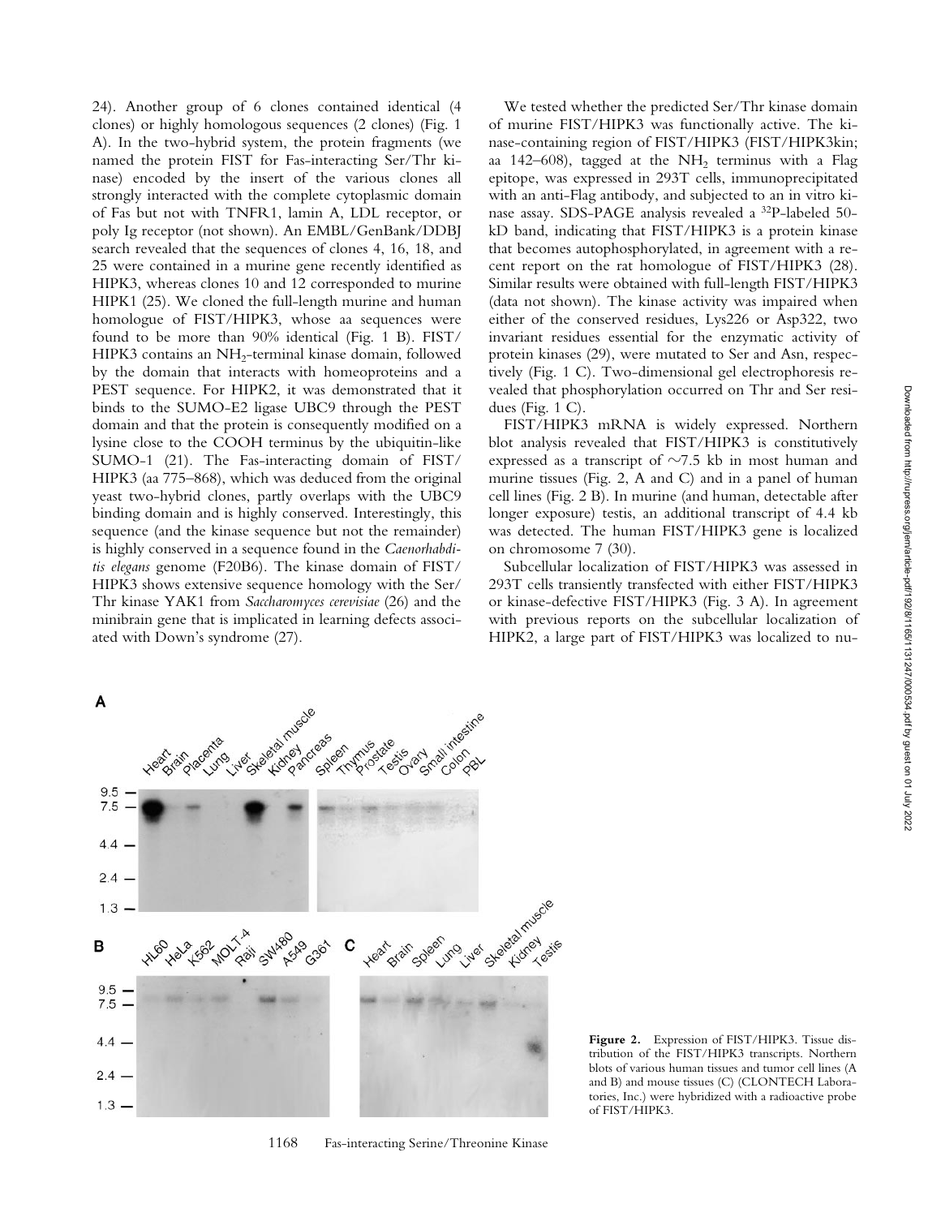24). Another group of 6 clones contained identical (4 clones) or highly homologous sequences (2 clones) (Fig. 1 A). In the two-hybrid system, the protein fragments (we named the protein FIST for Fas-interacting Ser/Thr kinase) encoded by the insert of the various clones all strongly interacted with the complete cytoplasmic domain of Fas but not with TNFR1, lamin A, LDL receptor, or poly Ig receptor (not shown). An EMBL/GenBank/DDBJ search revealed that the sequences of clones 4, 16, 18, and 25 were contained in a murine gene recently identified as HIPK3, whereas clones 10 and 12 corresponded to murine HIPK1 (25). We cloned the full-length murine and human homologue of FIST/HIPK3, whose aa sequences were found to be more than 90% identical (Fig. 1 B). FIST/HIPK3 contains an $NH_2$-terminal kinase domain, followed by the domain that interacts with homeoproteins and a PEST sequence. For HIPK2, it was demonstrated that it binds to the SUMO-E2 ligase UBC9 through the PEST domain and that the protein is consequently modified on a lysine close to the COOH terminus by the ubiquitin-like SUMO-1 (21). The Fas-interacting domain of FIST/HIPK3 (aa 775–868), which was deduced from the original yeast two-hybrid clones, partly overlaps with the UBC9 binding domain and is highly conserved. Interestingly, this sequence (and the kinase sequence but not the remainder) is highly conserved in a sequence found in the *Caenorhabditis elegans* genome (F20B6). The kinase domain of FIST/HIPK3 shows extensive sequence homology with the Ser/Thr kinase YAK1 from *Saccharomyces cerevisiae* (26) and the minibrain gene that is implicated in learning defects associated with Down's syndrome (27).

We tested whether the predicted Ser/Thr kinase domain of murine FIST/HIPK3 was functionally active. The kinase-containing region of FIST/HIPK3 (FIST/HIPK3kin; aa 142–608), tagged at the $NH_2$ terminus with a Flag epitope, was expressed in 293T cells, immunoprecipitated with an anti-Flag antibody, and subjected to an in vitro kinase assay. SDS-PAGE analysis revealed a $^{32}$P-labeled 50-kD band, indicating that FIST/HIPK3 is a protein kinase that becomes autophosphorylated, in agreement with a recent report on the rat homologue of FIST/HIPK3 (28). Similar results were obtained with full-length FIST/HIPK3 (data not shown). The kinase activity was impaired when either of the conserved residues, Lys226 or Asp322, two invariant residues essential for the enzymatic activity of protein kinases (29), were mutated to Ser and Asn, respectively (Fig. 1 C). Two-dimensional gel electrophoresis revealed that phosphorylation occurred on Thr and Ser residues (Fig. 1 C).

FIST/HIPK3 mRNA is widely expressed. Northern blot analysis revealed that FIST/HIPK3 is constitutively expressed as a transcript of ~7.5 kb in most human and murine tissues (Fig. 2, A and C) and in a panel of human cell lines (Fig. 2 B). In murine (and human, detectable after longer exposure) testis, an additional transcript of 4.4 kb was detected. The human FIST/HIPK3 gene is localized on chromosome 7 (30).

Subcellular localization of FIST/HIPK3 was assessed in 293T cells transiently transfected with either FIST/HIPK3 or kinase-defective FIST/HIPK3 (Fig. 3 A). In agreement with previous reports on the subcellular localization of HIPK2, a large part of FIST/HIPK3 was localized to nu-

**Figure 2.** Expression of FIST/HIPK3. Tissue distribution of the FIST/HIPK3 transcripts. Northern blots of various human tissues and tumor cell lines (A and B) and mouse tissues (C) (CLONTECH Laboratories, Inc.) were hybridized with a radioactive probe of FIST/HIPK3.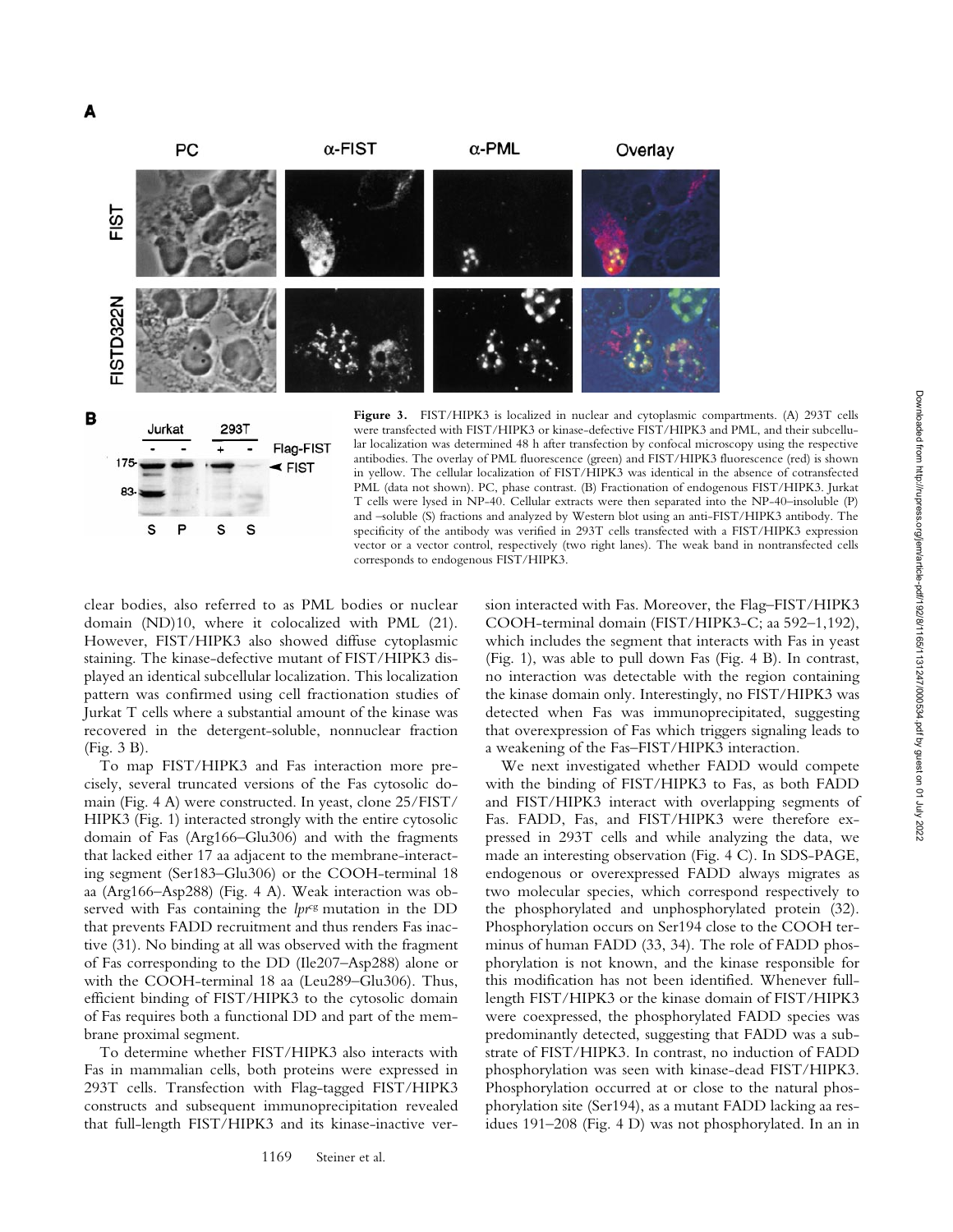**Figure 3.** FIST/HIPK3 is localized in nuclear and cytoplasmic compartments. (A) 293T cells were transfected with FIST/HIPK3 or kinase-defective FIST/HIPK3 and PML, and their subcellular localization was determined 48 h after transfection by confocal microscopy using the respective antibodies. The overlay of PML fluorescence (green) and FIST/HIPK3 fluorescence (red) is shown in yellow. The cellular localization of FIST/HIPK3 was identical in the absence of cotransfected PML (data not shown). PC, phase contrast. (B) Fractionation of endogenous FIST/HIPK3. Jurkat T cells were lysed in NP-40. Cellular extracts were then separated into the NP-40–insoluble (P) and –soluble (S) fractions and analyzed by Western blot using an anti-FIST/HIPK3 antibody. The specificity of the antibody was verified in 293T cells transfected with a FIST/HIPK3 expression vector or a vector control, respectively (two right lanes). The weak band in nontransfected cells corresponds to endogenous FIST/HIPK3.

clear bodies, also referred to as PML bodies or nuclear domain (ND)10, where it colocalized with PML (21). However, FIST/HIPK3 also showed diffuse cytoplasmic staining. The kinase-defective mutant of FIST/HIPK3 displayed an identical subcellular localization. This localization pattern was confirmed using cell fractionation studies of Jurkat T cells where a substantial amount of the kinase was recovered in the detergent-soluble, nonnuclear fraction (Fig. 3 B).

To map FIST/HIPK3 and Fas interaction more precisely, several truncated versions of the Fas cytosolic domain (Fig. 4 A) were constructed. In yeast, clone 25/FIST/HIPK3 (Fig. 1) interacted strongly with the entire cytosolic domain of Fas (Arg166–Glu306) and with the fragments that lacked either 17 aa adjacent to the membrane-interacting segment (Ser183–Glu306) or the COOH-terminal 18 aa (Arg166–Asp288) (Fig. 4 A). Weak interaction was observed with Fas containing the *lpr*[cg] mutation in the DD that prevents FADD recruitment and thus renders Fas inactive (31). No binding at all was observed with the fragment of Fas corresponding to the DD (Ile207–Asp288) alone or with the COOH-terminal 18 aa (Leu289–Glu306). Thus, efficient binding of FIST/HIPK3 to the cytosolic domain of Fas requires both a functional DD and part of the membrane proximal segment.

To determine whether FIST/HIPK3 also interacts with Fas in mammalian cells, both proteins were expressed in 293T cells. Transfection with Flag-tagged FIST/HIPK3 constructs and subsequent immunoprecipitation revealed that full-length FIST/HIPK3 and its kinase-inactive version interacted with Fas. Moreover, the Flag–FIST/HIPK3 COOH-terminal domain (FIST/HIPK3-C; aa 592–1,192), which includes the segment that interacts with Fas in yeast (Fig. 1), was able to pull down Fas (Fig. 4 B). In contrast, no interaction was detectable with the region containing the kinase domain only. Interestingly, no FIST/HIPK3 was detected when Fas was immunoprecipitated, suggesting that overexpression of Fas which triggers signaling leads to a weakening of the Fas–FIST/HIPK3 interaction.

We next investigated whether FADD would compete with the binding of FIST/HIPK3 to Fas, as both FADD and FIST/HIPK3 interact with overlapping segments of Fas. FADD, Fas, and FIST/HIPK3 were therefore expressed in 293T cells and while analyzing the data, we made an interesting observation (Fig. 4 C). In SDS-PAGE, endogenous or overexpressed FADD always migrates as two molecular species, which correspond respectively to the phosphorylated and unphosphorylated protein (32). Phosphorylation occurs on Ser194 close to the COOH terminus of human FADD (33, 34). The role of FADD phosphorylation is not known, and the kinase responsible for this modification has not been identified. Whenever full-length FIST/HIPK3 or the kinase domain of FIST/HIPK3 were coexpressed, the phosphorylated FADD species was predominantly detected, suggesting that FADD was a substrate of FIST/HIPK3. In contrast, no induction of FADD phosphorylation was seen with kinase-dead FIST/HIPK3. Phosphorylation occurred at or close to the natural phosphorylation site (Ser194), as a mutant FADD lacking aa residues 191–208 (Fig. 4 D) was not phosphorylated. In an in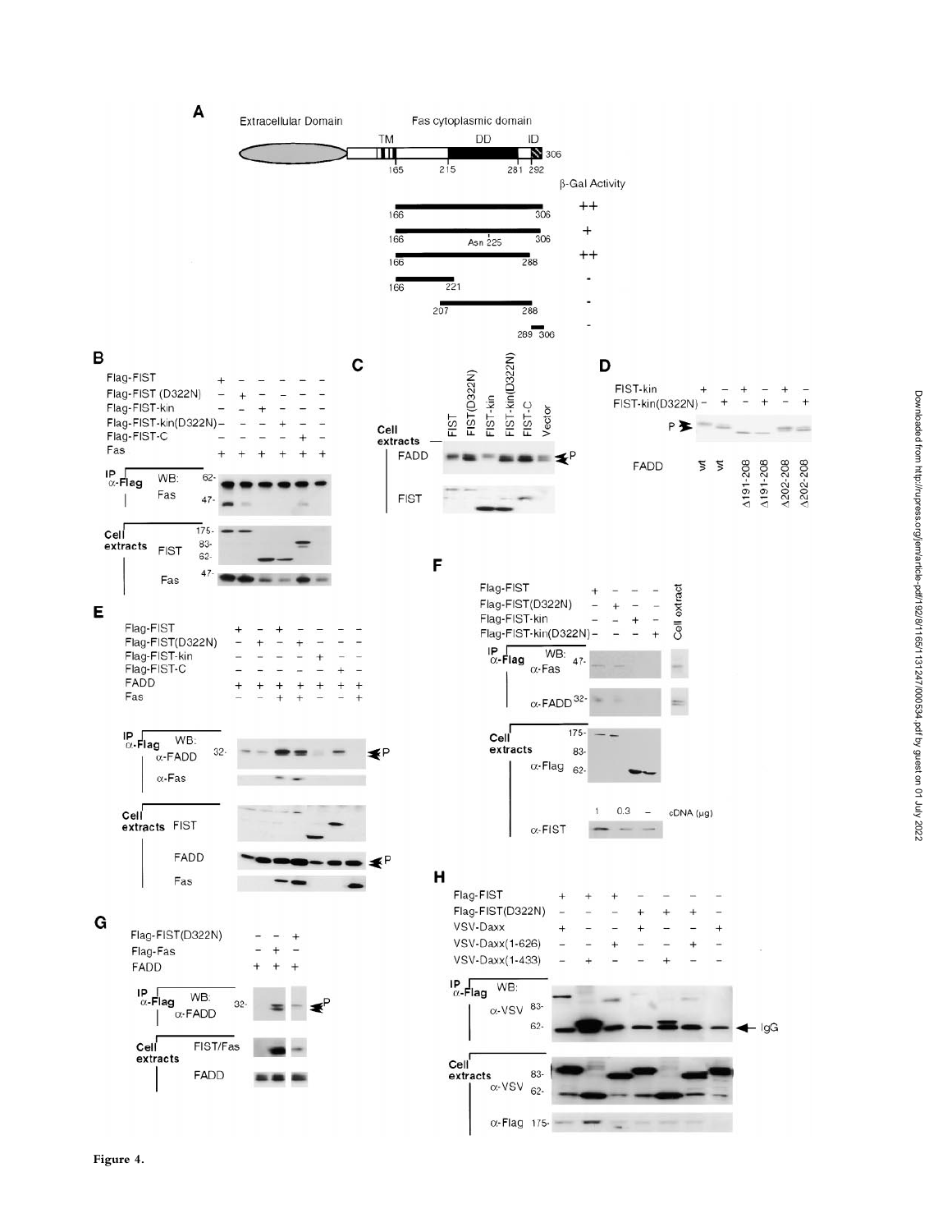**Figure 4.**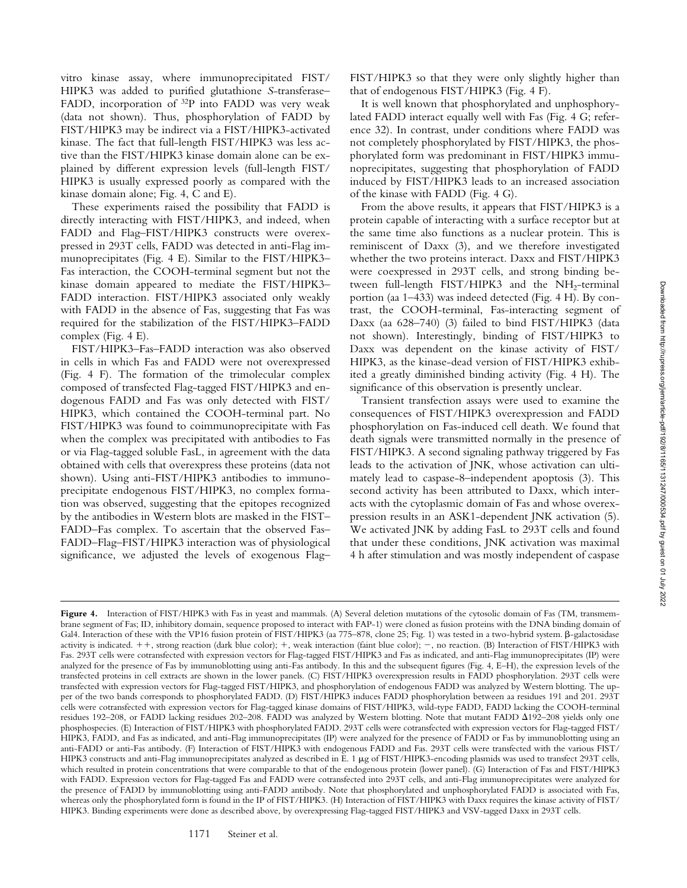vitro kinase assay, where immunoprecipitated FIST/HIPK3 was added to purified glutathione *S*-transferase–FADD, incorporation of $^{32}P$ into FADD was very weak (data not shown). Thus, phosphorylation of FADD by FIST/HIPK3 may be indirect via a FIST/HIPK3-activated kinase. The fact that full-length FIST/HIPK3 was less active than the FIST/HIPK3 kinase domain alone can be explained by different expression levels (full-length FIST/HIPK3 is usually expressed poorly as compared with the kinase domain alone; Fig. 4, C and E).

These experiments raised the possibility that FADD is directly interacting with FIST/HIPK3, and indeed, when FADD and Flag–FIST/HIPK3 constructs were overexpressed in 293T cells, FADD was detected in anti-Flag immunoprecipitates (Fig. 4 E). Similar to the FIST/HIPK3–Fas interaction, the COOH-terminal segment but not the kinase domain appeared to mediate the FIST/HIPK3–FADD interaction. FIST/HIPK3 associated only weakly with FADD in the absence of Fas, suggesting that Fas was required for the stabilization of the FIST/HIPK3–FADD complex (Fig. 4 E).

FIST/HIPK3–Fas–FADD interaction was also observed in cells in which Fas and FADD were not overexpressed (Fig. 4 F). The formation of the trimolecular complex composed of transfected Flag-tagged FIST/HIPK3 and endogenous FADD and Fas was only detected with FIST/HIPK3, which contained the COOH-terminal part. No FIST/HIPK3 was found to coimmunoprecipitate with Fas when the complex was precipitated with antibodies to Fas or via Flag-tagged soluble FasL, in agreement with the data obtained with cells that overexpress these proteins (data not shown). Using anti-FIST/HIPK3 antibodies to immunoprecipitate endogenous FIST/HIPK3, no complex formation was observed, suggesting that the epitopes recognized by the antibodies in Western blots are masked in the FIST–FADD–Fas complex. To ascertain that the observed Fas–FADD–Flag–FIST/HIPK3 interaction was of physiological significance, we adjusted the levels of exogenous Flag–FIST/HIPK3 so that they were only slightly higher than that of endogenous FIST/HIPK3 (Fig. 4 F).

It is well known that phosphorylated and unphosphorylated FADD interact equally well with Fas (Fig. 4 G; reference 32). In contrast, under conditions where FADD was not completely phosphorylated by FIST/HIPK3, the phosphorylated form was predominant in FIST/HIPK3 immunoprecipitates, suggesting that phosphorylation of FADD induced by FIST/HIPK3 leads to an increased association of the kinase with FADD (Fig. 4 G).

From the above results, it appears that FIST/HIPK3 is a protein capable of interacting with a surface receptor but at the same time also functions as a nuclear protein. This is reminiscent of Daxx (3), and we therefore investigated whether the two proteins interact. Daxx and FIST/HIPK3 were coexpressed in 293T cells, and strong binding between full-length FIST/HIPK3 and the $NH_2$-terminal portion (aa 1–433) was indeed detected (Fig. 4 H). By contrast, the COOH-terminal, Fas-interacting segment of Daxx (aa 628–740) (3) failed to bind FIST/HIPK3 (data not shown). Interestingly, binding of FIST/HIPK3 to Daxx was dependent on the kinase activity of FIST/HIPK3, as the kinase-dead version of FIST/HIPK3 exhibited a greatly diminished binding activity (Fig. 4 H). The significance of this observation is presently unclear.

Transient transfection assays were used to examine the consequences of FIST/HIPK3 overexpression and FADD phosphorylation on Fas-induced cell death. We found that death signals were transmitted normally in the presence of FIST/HIPK3. A second signaling pathway triggered by Fas leads to the activation of JNK, whose activation can ultimately lead to caspase-8–independent apoptosis (3). This second activity has been attributed to Daxx, which interacts with the cytoplasmic domain of Fas and whose overexpression results in an ASK1-dependent JNK activation (5). We activated JNK by adding FasL to 293T cells and found that under these conditions, JNK activation was maximal 4 h after stimulation and was mostly independent of caspase

**Figure 4.** Interaction of FIST/HIPK3 with Fas in yeast and mammals. (A) Several deletion mutations of the cytosolic domain of Fas (TM, transmembrane segment of Fas; ID, inhibitory domain, sequence proposed to interact with FAP-1) were cloned as fusion proteins with the DNA binding domain of Gal4. Interaction of these with the VP16 fusion protein of FIST/HIPK3 (aa 775–878, clone 25; Fig. 1) was tested in a two-hybrid system. β-galactosidase activity is indicated. ++, strong reaction (dark blue color); +, weak interaction (faint blue color); −, no reaction. (B) Interaction of FIST/HIPK3 with Fas. 293T cells were cotransfected with expression vectors for Flag-tagged FIST/HIPK3 and Fas as indicated, and anti-Flag immunoprecipitates (IP) were analyzed for the presence of Fas by immunoblotting using anti-Fas antibody. In this and the subsequent figures (Fig. 4, E–H), the expression levels of the transfected proteins in cell extracts are shown in the lower panels. (C) FIST/HIPK3 overexpression results in FADD phosphorylation. 293T cells were transfected with expression vectors for Flag-tagged FIST/HIPK3, and phosphorylation of endogenous FADD was analyzed by Western blotting. The upper of the two bands corresponds to phosphorylated FADD. (D) FIST/HIPK3 induces FADD phosphorylation between aa residues 191 and 201. 293T cells were cotransfected with expression vectors for Flag-tagged kinase domains of FIST/HIPK3, wild-type FADD, FADD lacking the COOH-terminal residues 192–208, or FADD lacking residues 202–208. FADD was analyzed by Western blotting. Note that mutant FADD Δ192–208 yields only one phosphospecies. (E) Interaction of FIST/HIPK3 with phosphorylated FADD. 293T cells were cotransfected with expression vectors for Flag-tagged FIST/HIPK3, FADD, and Fas as indicated, and anti-Flag immunoprecipitates (IP) were analyzed for the presence of FADD or Fas by immunoblotting using an anti-FADD or anti-Fas antibody. (F) Interaction of FIST/HIPK3 with endogenous FADD and Fas. 293T cells were transfected with the various FIST/HIPK3 constructs and anti-Flag immunoprecipitates analyzed as described in E. 1 μg of FIST/HIPK3-encoding plasmids was used to transfect 293T cells, which resulted in protein concentrations that were comparable to that of the endogenous protein (lower panel). (G) Interaction of Fas and FIST/HIPK3 with FADD. Expression vectors for Flag-tagged Fas and FADD were cotransfected into 293T cells, and anti-Flag immunoprecipitates were analyzed for the presence of FADD by immunoblotting using anti-FADD antibody. Note that phosphorylated and unphosphorylated FADD is associated with Fas, whereas only the phosphorylated form is found in the IP of FIST/HIPK3. (H) Interaction of FIST/HIPK3 with Daxx requires the kinase activity of FIST/HIPK3. Binding experiments were done as described above, by overexpressing Flag-tagged FIST/HIPK3 and VSV-tagged Daxx in 293T cells.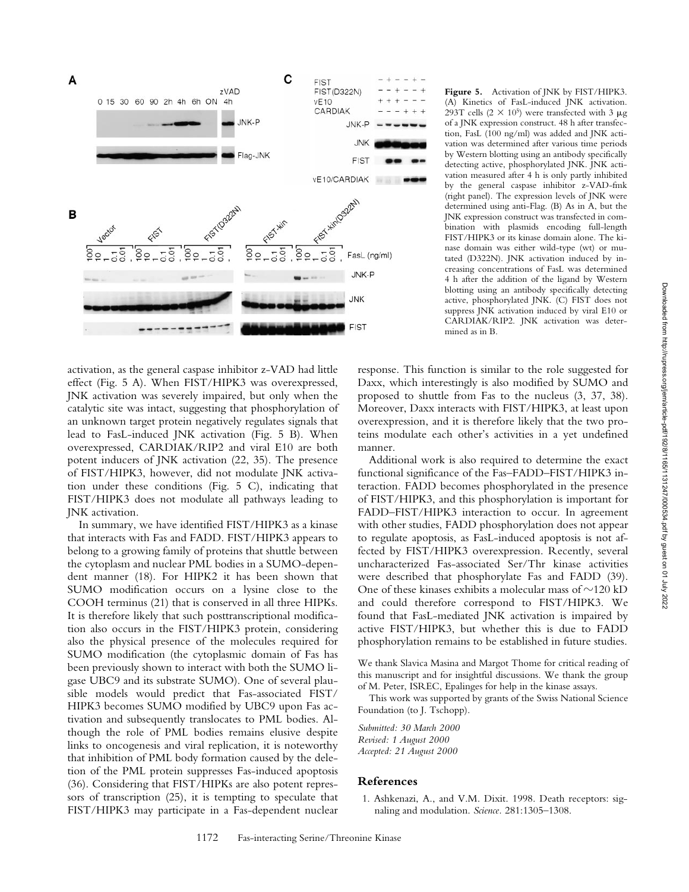**Figure 5.** Activation of JNK by FIST/HIPK3. (A) Kinetics of FasL-induced JNK activation. 293T cells ($2 \times 10^5$) were transfected with 3 μg of a JNK expression construct. 48 h after transfection, FasL (100 ng/ml) was added and JNK activation was determined after various time periods by Western blotting using an antibody specifically detecting active, phosphorylated JNK. JNK activation measured after 4 h is only partly inhibited by the general caspase inhibitor z-VAD-fmk (right panel). The expression levels of JNK were determined using anti-Flag. (B) As in A, but the JNK expression construct was transfected in combination with plasmids encoding full-length FIST/HIPK3 or its kinase domain alone. The kinase domain was either wild-type (wt) or mutated (D322N). JNK activation induced by increasing concentrations of FasL was determined 4 h after the addition of the ligand by Western blotting using an antibody specifically detecting active, phosphorylated JNK. (C) FIST does not suppress JNK activation induced by viral E10 or CARDIAK/RIP2. JNK activation was determined as in B.

activation, as the general caspase inhibitor z-VAD had little effect (Fig. 5 A). When FIST/HIPK3 was overexpressed, JNK activation was severely impaired, but only when the catalytic site was intact, suggesting that phosphorylation of an unknown target protein negatively regulates signals that lead to FasL-induced JNK activation (Fig. 5 B). When overexpressed, CARDIAK/RIP2 and viral E10 are both potent inducers of JNK activation (22, 35). The presence of FIST/HIPK3, however, did not modulate JNK activation under these conditions (Fig. 5 C), indicating that FIST/HIPK3 does not modulate all pathways leading to JNK activation.

In summary, we have identified FIST/HIPK3 as a kinase that interacts with Fas and FADD. FIST/HIPK3 appears to belong to a growing family of proteins that shuttle between the cytoplasm and nuclear PML bodies in a SUMO-dependent manner (18). For HIPK2 it has been shown that SUMO modification occurs on a lysine close to the COOH terminus (21) that is conserved in all three HIPKs. It is therefore likely that such posttranscriptional modification also occurs in the FIST/HIPK3 protein, considering also the physical presence of the molecules required for SUMO modification (the cytoplasmic domain of Fas has been previously shown to interact with both the SUMO ligase UBC9 and its substrate SUMO). One of several plausible models would predict that Fas-associated FIST/HIPK3 becomes SUMO modified by UBC9 upon Fas activation and subsequently translocates to PML bodies. Although the role of PML bodies remains elusive despite links to oncogenesis and viral replication, it is noteworthy that inhibition of PML body formation caused by the deletion of the PML protein suppresses Fas-induced apoptosis (36). Considering that FIST/HIPKs are also potent repressors of transcription (25), it is tempting to speculate that FIST/HIPK3 may participate in a Fas-dependent nuclear response. This function is similar to the role suggested for Daxx, which interestingly is also modified by SUMO and proposed to shuttle from Fas to the nucleus (3, 37, 38). Moreover, Daxx interacts with FIST/HIPK3, at least upon overexpression, and it is therefore likely that the two proteins modulate each other's activities in a yet undefined manner.

Additional work is also required to determine the exact functional significance of the Fas–FADD–FIST/HIPK3 interaction. FADD becomes phosphorylated in the presence of FIST/HIPK3, and this phosphorylation is important for FADD–FIST/HIPK3 interaction to occur. In agreement with other studies, FADD phosphorylation does not appear to regulate apoptosis, as FasL-induced apoptosis is not affected by FIST/HIPK3 overexpression. Recently, several uncharacterized Fas-associated Ser/Thr kinase activities were described that phosphorylate Fas and FADD (39). One of these kinases exhibits a molecular mass of ~120 kD and could therefore correspond to FIST/HIPK3. We found that FasL-mediated JNK activation is impaired by active FIST/HIPK3, but whether this is due to FADD phosphorylation remains to be established in future studies.

We thank Slavica Masina and Margot Thome for critical reading of this manuscript and for insightful discussions. We thank the group of M. Peter, ISREC, Epalinges for help in the kinase assays.

This work was supported by grants of the Swiss National Science Foundation (to J. Tschopp).

*Submitted: 30 March 2000*
*Revised: 1 August 2000*
*Accepted: 21 August 2000*

## References

1. Ashkenazi, A., and V.M. Dixit. 1998. Death receptors: signaling and modulation. *Science.* 281:1305–1308.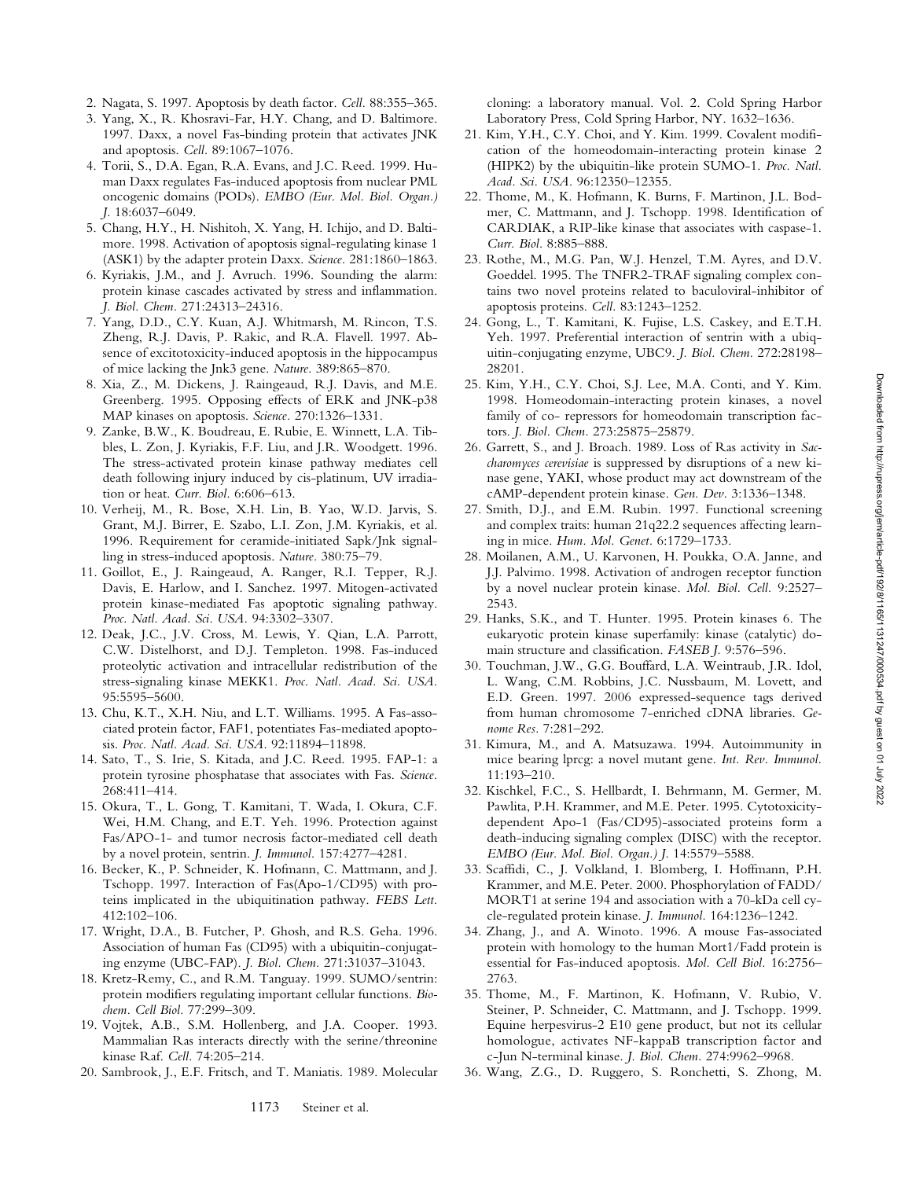2. Nagata, S. 1997. Apoptosis by death factor. *Cell.* 88:355–365.
3. Yang, X., R. Khosravi-Far, H.Y. Chang, and D. Baltimore. 1997. Daxx, a novel Fas-binding protein that activates JNK and apoptosis. *Cell.* 89:1067–1076.
4. Torii, S., D.A. Egan, R.A. Evans, and J.C. Reed. 1999. Human Daxx regulates Fas-induced apoptosis from nuclear PML oncogenic domains (PODs). *EMBO (Eur. Mol. Biol. Organ.) J.* 18:6037–6049.
5. Chang, H.Y., H. Nishitoh, X. Yang, H. Ichijo, and D. Baltimore. 1998. Activation of apoptosis signal-regulating kinase 1 (ASK1) by the adapter protein Daxx. *Science.* 281:1860–1863.
6. Kyriakis, J.M., and J. Avruch. 1996. Sounding the alarm: protein kinase cascades activated by stress and inflammation. *J. Biol. Chem.* 271:24313–24316.
7. Yang, D.D., C.Y. Kuan, A.J. Whitmarsh, M. Rincon, T.S. Zheng, R.J. Davis, P. Rakic, and R.A. Flavell. 1997. Absence of excitotoxicity-induced apoptosis in the hippocampus of mice lacking the Jnk3 gene. *Nature.* 389:865–870.
8. Xia, Z., M. Dickens, J. Raingeaud, R.J. Davis, and M.E. Greenberg. 1995. Opposing effects of ERK and JNK-p38 MAP kinases on apoptosis. *Science.* 270:1326–1331.
9. Zanke, B.W., K. Boudreau, E. Rubie, E. Winnett, L.A. Tibbles, L. Zon, J. Kyriakis, F.F. Liu, and J.R. Woodgett. 1996. The stress-activated protein kinase pathway mediates cell death following injury induced by cis-platinum, UV irradiation or heat. *Curr. Biol.* 6:606–613.
10. Verheij, M., R. Bose, X.H. Lin, B. Yao, W.D. Jarvis, S. Grant, M.J. Birrer, E. Szabo, L.I. Zon, J.M. Kyriakis, et al. 1996. Requirement for ceramide-initiated Sapk/Jnk signalling in stress-induced apoptosis. *Nature.* 380:75–79.
11. Goillot, E., J. Raingeaud, A. Ranger, R.I. Tepper, R.J. Davis, E. Harlow, and I. Sanchez. 1997. Mitogen-activated protein kinase-mediated Fas apoptotic signaling pathway. *Proc. Natl. Acad. Sci. USA.* 94:3302–3307.
12. Deak, J.C., J.V. Cross, M. Lewis, Y. Qian, L.A. Parrott, C.W. Distelhorst, and D.J. Templeton. 1998. Fas-induced proteolytic activation and intracellular redistribution of the stress-signaling kinase MEKK1. *Proc. Natl. Acad. Sci. USA.* 95:5595–5600.
13. Chu, K.T., X.H. Niu, and L.T. Williams. 1995. A Fas-associated protein factor, FAF1, potentiates Fas-mediated apoptosis. *Proc. Natl. Acad. Sci. USA.* 92:11894–11898.
14. Sato, T., S. Irie, S. Kitada, and J.C. Reed. 1995. FAP-1: a protein tyrosine phosphatase that associates with Fas. *Science.* 268:411–414.
15. Okura, T., L. Gong, T. Kamitani, T. Wada, I. Okura, C.F. Wei, H.M. Chang, and E.T. Yeh. 1996. Protection against Fas/APO-1- and tumor necrosis factor-mediated cell death by a novel protein, sentrin. *J. Immunol.* 157:4277–4281.
16. Becker, K., P. Schneider, K. Hofmann, C. Mattmann, and J. Tschopp. 1997. Interaction of Fas(Apo-1/CD95) with proteins implicated in the ubiquitination pathway. *FEBS Lett.* 412:102–106.
17. Wright, D.A., B. Futcher, P. Ghosh, and R.S. Geha. 1996. Association of human Fas (CD95) with a ubiquitin-conjugating enzyme (UBC-FAP). *J. Biol. Chem.* 271:31037–31043.
18. Kretz-Remy, C., and R.M. Tanguay. 1999. SUMO/sentrin: protein modifiers regulating important cellular functions. *Biochem. Cell Biol.* 77:299–309.
19. Vojtek, A.B., S.M. Hollenberg, and J.A. Cooper. 1993. Mammalian Ras interacts directly with the serine/threonine kinase Raf. *Cell.* 74:205–214.
20. Sambrook, J., E.F. Fritsch, and T. Maniatis. 1989. Molecular cloning: a laboratory manual. Vol. 2. Cold Spring Harbor Laboratory Press, Cold Spring Harbor, NY. 1632–1636.
21. Kim, Y.H., C.Y. Choi, and Y. Kim. 1999. Covalent modification of the homeodomain-interacting protein kinase 2 (HIPK2) by the ubiquitin-like protein SUMO-1. *Proc. Natl. Acad. Sci. USA.* 96:12350–12355.
22. Thome, M., K. Hofmann, K. Burns, F. Martinon, J.L. Bodmer, C. Mattmann, and J. Tschopp. 1998. Identification of CARDIAK, a RIP-like kinase that associates with caspase-1. *Curr. Biol.* 8:885–888.
23. Rothe, M., M.G. Pan, W.J. Henzel, T.M. Ayres, and D.V. Goeddel. 1995. The TNFR2-TRAF signaling complex contains two novel proteins related to baculoviral-inhibitor of apoptosis proteins. *Cell.* 83:1243–1252.
24. Gong, L., T. Kamitani, K. Fujise, L.S. Caskey, and E.T.H. Yeh. 1997. Preferential interaction of sentrin with a ubiquitin-conjugating enzyme, UBC9. *J. Biol. Chem.* 272:28198–28201.
25. Kim, Y.H., C.Y. Choi, S.J. Lee, M.A. Conti, and Y. Kim. 1998. Homeodomain-interacting protein kinases, a novel family of co- repressors for homeodomain transcription factors. *J. Biol. Chem.* 273:25875–25879.
26. Garrett, S., and J. Broach. 1989. Loss of Ras activity in *Saccharomyces cerevisiae* is suppressed by disruptions of a new kinase gene, YAKI, whose product may act downstream of the cAMP-dependent protein kinase. *Gen. Dev.* 3:1336–1348.
27. Smith, D.J., and E.M. Rubin. 1997. Functional screening and complex traits: human 21q22.2 sequences affecting learning in mice. *Hum. Mol. Genet.* 6:1729–1733.
28. Moilanen, A.M., U. Karvonen, H. Poukka, O.A. Janne, and J.J. Palvimo. 1998. Activation of androgen receptor function by a novel nuclear protein kinase. *Mol. Biol. Cell.* 9:2527–2543.
29. Hanks, S.K., and T. Hunter. 1995. Protein kinases 6. The eukaryotic protein kinase superfamily: kinase (catalytic) domain structure and classification. *FASEB J.* 9:576–596.
30. Touchman, J.W., G.G. Bouffard, L.A. Weintraub, J.R. Idol, L. Wang, C.M. Robbins, J.C. Nussbaum, M. Lovett, and E.D. Green. 1997. 2006 expressed-sequence tags derived from human chromosome 7-enriched cDNA libraries. *Genome Res.* 7:281–292.
31. Kimura, M., and A. Matsuzawa. 1994. Autoimmunity in mice bearing lprcg: a novel mutant gene. *Int. Rev. Immunol.* 11:193–210.
32. Kischkel, F.C., S. Hellbardt, I. Behrmann, M. Germer, M. Pawlita, P.H. Krammer, and M.E. Peter. 1995. Cytotoxicity-dependent Apo-1 (Fas/CD95)-associated proteins form a death-inducing signaling complex (DISC) with the receptor. *EMBO (Eur. Mol. Biol. Organ.) J.* 14:5579–5588.
33. Scaffidi, C., J. Volkland, I. Blomberg, I. Hoffmann, P.H. Krammer, and M.E. Peter. 2000. Phosphorylation of FADD/MORT1 at serine 194 and association with a 70-kDa cell cycle-regulated protein kinase. *J. Immunol.* 164:1236–1242.
34. Zhang, J., and A. Winoto. 1996. A mouse Fas-associated protein with homology to the human Mort1/Fadd protein is essential for Fas-induced apoptosis. *Mol. Cell Biol.* 16:2756–2763.
35. Thome, M., F. Martinon, K. Hofmann, V. Rubio, V. Steiner, P. Schneider, C. Mattmann, and J. Tschopp. 1999. Equine herpesvirus-2 E10 gene product, but not its cellular homologue, activates NF-kappaB transcription factor and c-Jun N-terminal kinase. *J. Biol. Chem.* 274:9962–9968.
36. Wang, Z.G., D. Ruggero, S. Ronchetti, S. Zhong, M.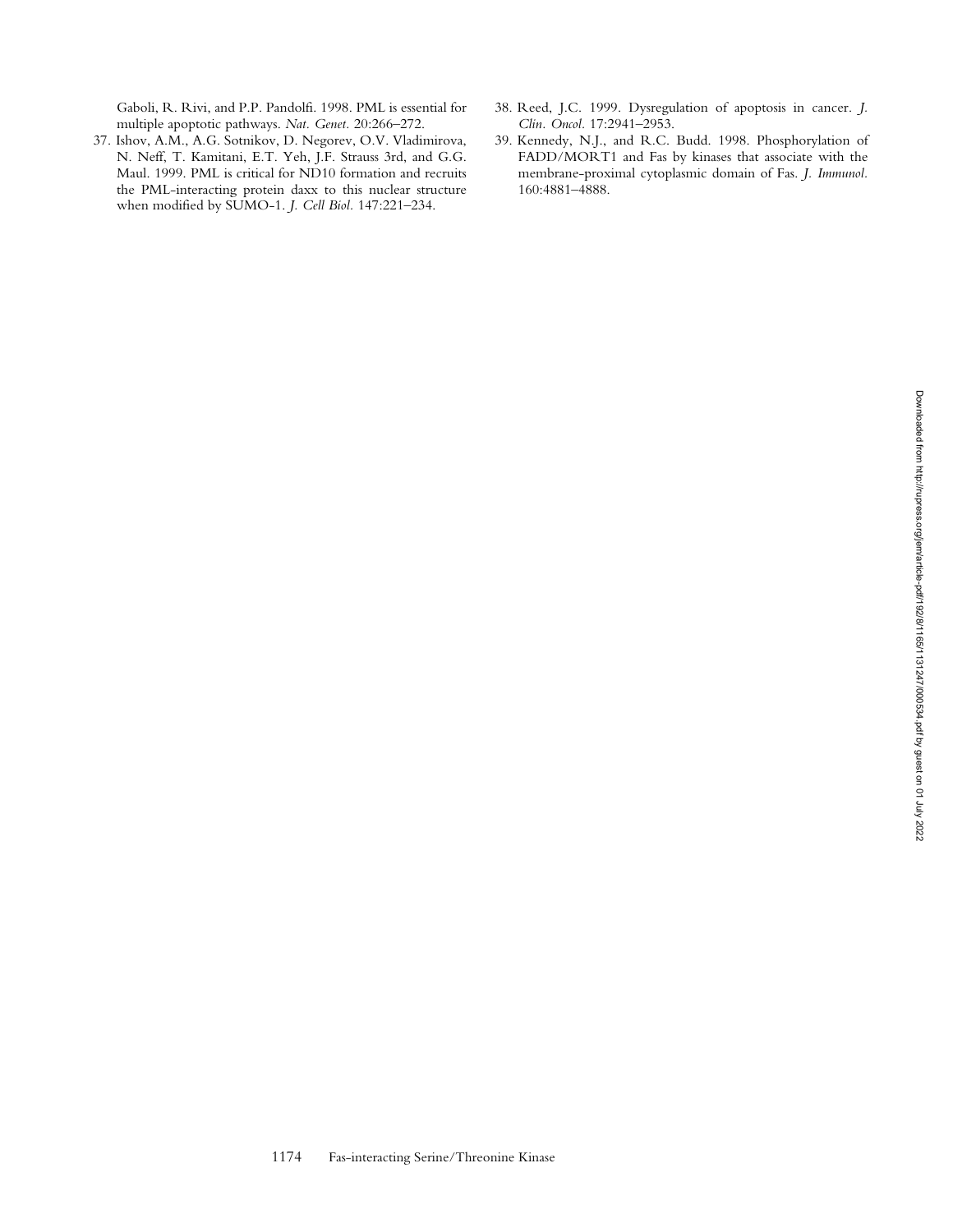Gaboli, R. Rivi, and P.P. Pandolfi. 1998. PML is essential for multiple apoptotic pathways. *Nat. Genet.* 20:266–272.

37. Ishov, A.M., A.G. Sotnikov, D. Negorev, O.V. Vladimirova, N. Neff, T. Kamitani, E.T. Yeh, J.F. Strauss 3rd, and G.G. Maul. 1999. PML is critical for ND10 formation and recruits the PML-interacting protein daxx to this nuclear structure when modified by SUMO-1. *J. Cell Biol.* 147:221–234.
38. Reed, J.C. 1999. Dysregulation of apoptosis in cancer. *J. Clin. Oncol.* 17:2941–2953.
39. Kennedy, N.J., and R.C. Budd. 1998. Phosphorylation of FADD/MORT1 and Fas by kinases that associate with the membrane-proximal cytoplasmic domain of Fas. *J. Immunol.* 160:4881–4888.